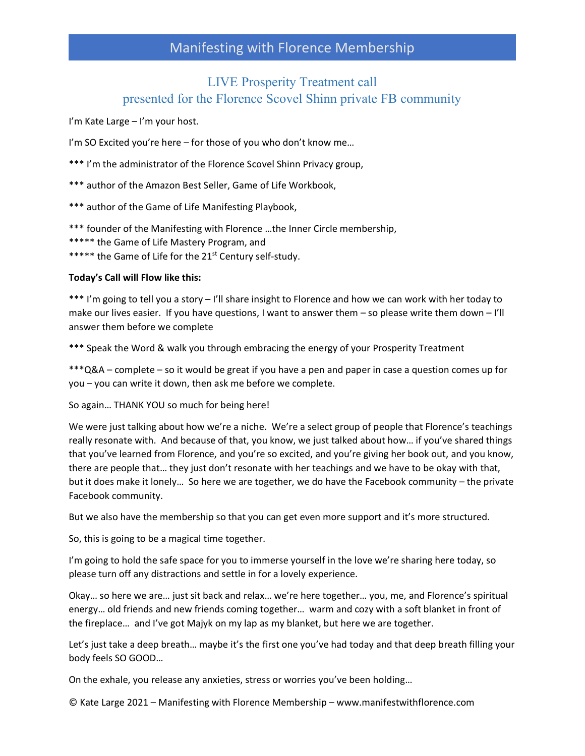# Manifesting with Florence Membership

## LIVE Prosperity Treatment call
## presented for the Florence Scovel Shinn private FB community

I'm Kate Large – I'm your host.

I'm SO Excited you're here – for those of you who don't know me…

*** I'm the administrator of the Florence Scovel Shinn Privacy group,

*** author of the Amazon Best Seller, Game of Life Workbook,

*** author of the Game of Life Manifesting Playbook,

*** founder of the Manifesting with Florence …the Inner Circle membership,
***** the Game of Life Mastery Program, and
***** the Game of Life for the 21st Century self-study.

**Today's Call will Flow like this:**

*** I'm going to tell you a story – I'll share insight to Florence and how we can work with her today to make our lives easier. If you have questions, I want to answer them – so please write them down – I'll answer them before we complete

*** Speak the Word & walk you through embracing the energy of your Prosperity Treatment

***Q&A – complete – so it would be great if you have a pen and paper in case a question comes up for you – you can write it down, then ask me before we complete.

So again… THANK YOU so much for being here!

We were just talking about how we're a niche. We're a select group of people that Florence's teachings really resonate with. And because of that, you know, we just talked about how… if you've shared things that you've learned from Florence, and you're so excited, and you're giving her book out, and you know, there are people that… they just don't resonate with her teachings and we have to be okay with that, but it does make it lonely… So here we are together, we do have the Facebook community – the private Facebook community.

But we also have the membership so that you can get even more support and it's more structured.

So, this is going to be a magical time together.

I'm going to hold the safe space for you to immerse yourself in the love we're sharing here today, so please turn off any distractions and settle in for a lovely experience.

Okay… so here we are… just sit back and relax… we're here together… you, me, and Florence's spiritual energy… old friends and new friends coming together… warm and cozy with a soft blanket in front of the fireplace… and I've got Majyk on my lap as my blanket, but here we are together.

Let's just take a deep breath… maybe it's the first one you've had today and that deep breath filling your body feels SO GOOD…

On the exhale, you release any anxieties, stress or worries you've been holding…

© Kate Large 2021 – Manifesting with Florence Membership – www.manifestwithflorence.com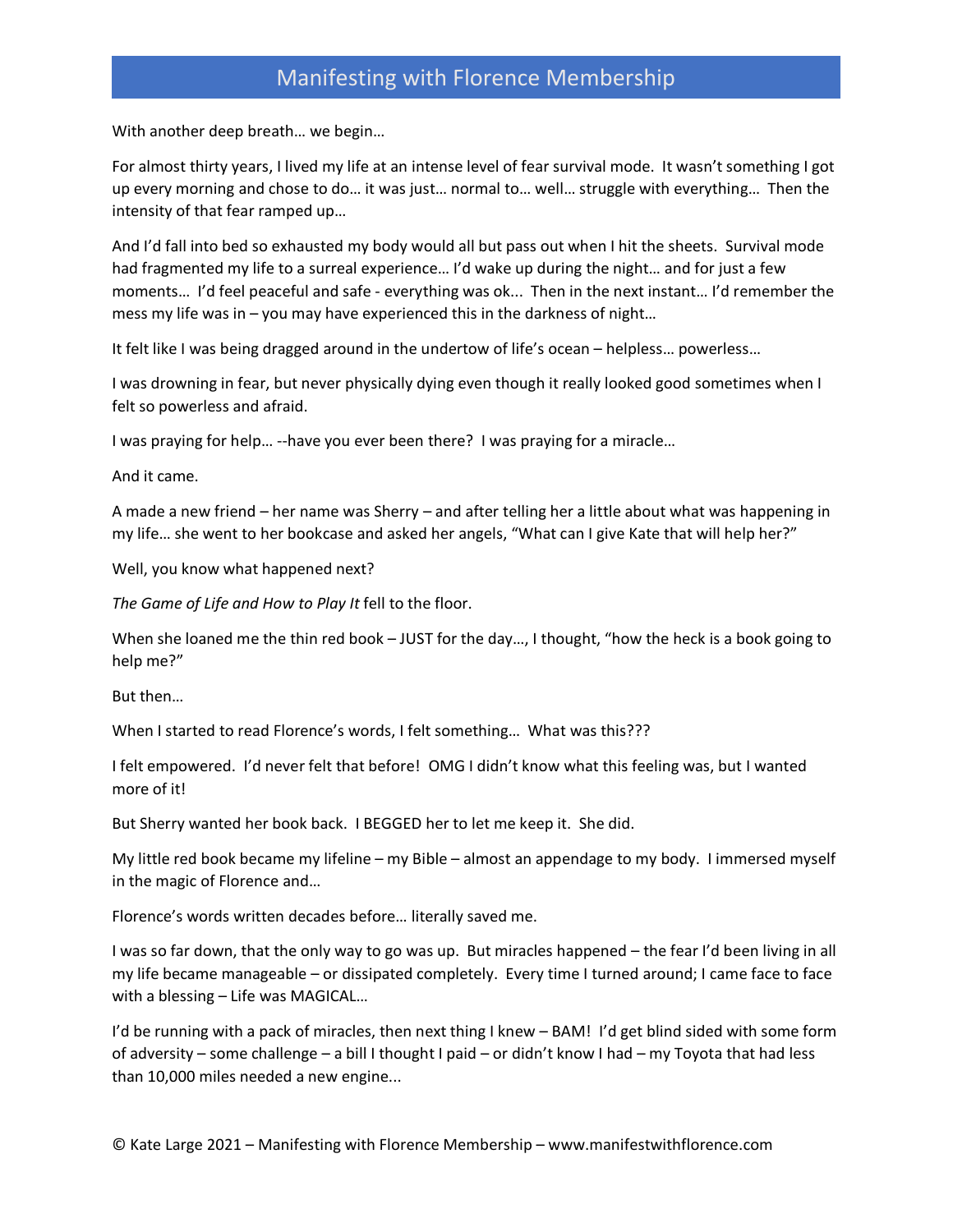With another deep breath… we begin…

For almost thirty years, I lived my life at an intense level of fear survival mode. It wasn't something I got up every morning and chose to do… it was just… normal to… well… struggle with everything… Then the intensity of that fear ramped up…

And I'd fall into bed so exhausted my body would all but pass out when I hit the sheets. Survival mode had fragmented my life to a surreal experience… I'd wake up during the night… and for just a few moments… I'd feel peaceful and safe - everything was ok... Then in the next instant… I'd remember the mess my life was in – you may have experienced this in the darkness of night…

It felt like I was being dragged around in the undertow of life's ocean – helpless… powerless…

I was drowning in fear, but never physically dying even though it really looked good sometimes when I felt so powerless and afraid.

I was praying for help… --have you ever been there? I was praying for a miracle…

And it came.

A made a new friend – her name was Sherry – and after telling her a little about what was happening in my life… she went to her bookcase and asked her angels, "What can I give Kate that will help her?"

Well, you know what happened next?

*The Game of Life and How to Play It* fell to the floor.

When she loaned me the thin red book – JUST for the day…, I thought, "how the heck is a book going to help me?"

But then…

When I started to read Florence's words, I felt something… What was this???

I felt empowered. I'd never felt that before! OMG I didn't know what this feeling was, but I wanted more of it!

But Sherry wanted her book back. I BEGGED her to let me keep it. She did.

My little red book became my lifeline – my Bible – almost an appendage to my body. I immersed myself in the magic of Florence and…

Florence's words written decades before… literally saved me.

I was so far down, that the only way to go was up. But miracles happened – the fear I'd been living in all my life became manageable – or dissipated completely. Every time I turned around; I came face to face with a blessing – Life was MAGICAL…

I'd be running with a pack of miracles, then next thing I knew – BAM! I'd get blind sided with some form of adversity – some challenge – a bill I thought I paid – or didn't know I had – my Toyota that had less than 10,000 miles needed a new engine...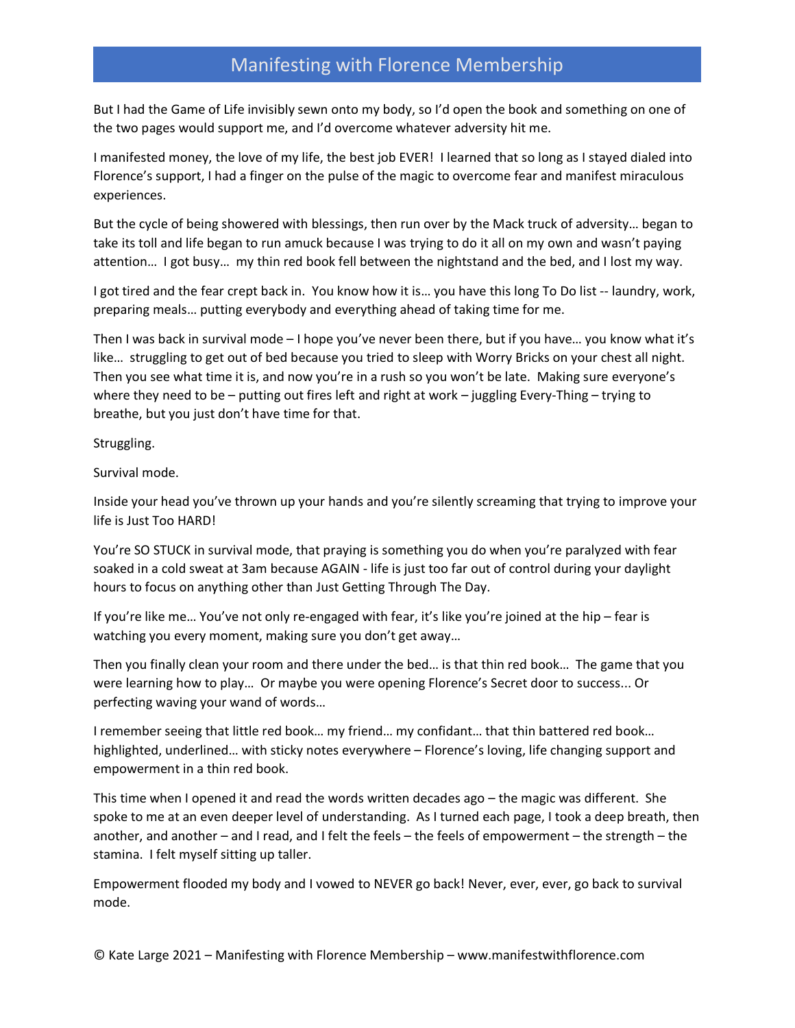But I had the Game of Life invisibly sewn onto my body, so I'd open the book and something on one of the two pages would support me, and I'd overcome whatever adversity hit me.

I manifested money, the love of my life, the best job EVER! I learned that so long as I stayed dialed into Florence's support, I had a finger on the pulse of the magic to overcome fear and manifest miraculous experiences.

But the cycle of being showered with blessings, then run over by the Mack truck of adversity… began to take its toll and life began to run amuck because I was trying to do it all on my own and wasn't paying attention… I got busy… my thin red book fell between the nightstand and the bed, and I lost my way.

I got tired and the fear crept back in. You know how it is… you have this long To Do list -- laundry, work, preparing meals… putting everybody and everything ahead of taking time for me.

Then I was back in survival mode – I hope you've never been there, but if you have… you know what it's like… struggling to get out of bed because you tried to sleep with Worry Bricks on your chest all night. Then you see what time it is, and now you're in a rush so you won't be late. Making sure everyone's where they need to be – putting out fires left and right at work – juggling Every-Thing – trying to breathe, but you just don't have time for that.

Struggling.

Survival mode.

Inside your head you've thrown up your hands and you're silently screaming that trying to improve your life is Just Too HARD!

You're SO STUCK in survival mode, that praying is something you do when you're paralyzed with fear soaked in a cold sweat at 3am because AGAIN - life is just too far out of control during your daylight hours to focus on anything other than Just Getting Through The Day.

If you're like me… You've not only re-engaged with fear, it's like you're joined at the hip – fear is watching you every moment, making sure you don't get away…

Then you finally clean your room and there under the bed… is that thin red book… The game that you were learning how to play… Or maybe you were opening Florence's Secret door to success... Or perfecting waving your wand of words…

I remember seeing that little red book… my friend… my confidant… that thin battered red book… highlighted, underlined… with sticky notes everywhere – Florence's loving, life changing support and empowerment in a thin red book.

This time when I opened it and read the words written decades ago – the magic was different. She spoke to me at an even deeper level of understanding. As I turned each page, I took a deep breath, then another, and another – and I read, and I felt the feels – the feels of empowerment – the strength – the stamina. I felt myself sitting up taller.

Empowerment flooded my body and I vowed to NEVER go back! Never, ever, ever, go back to survival mode.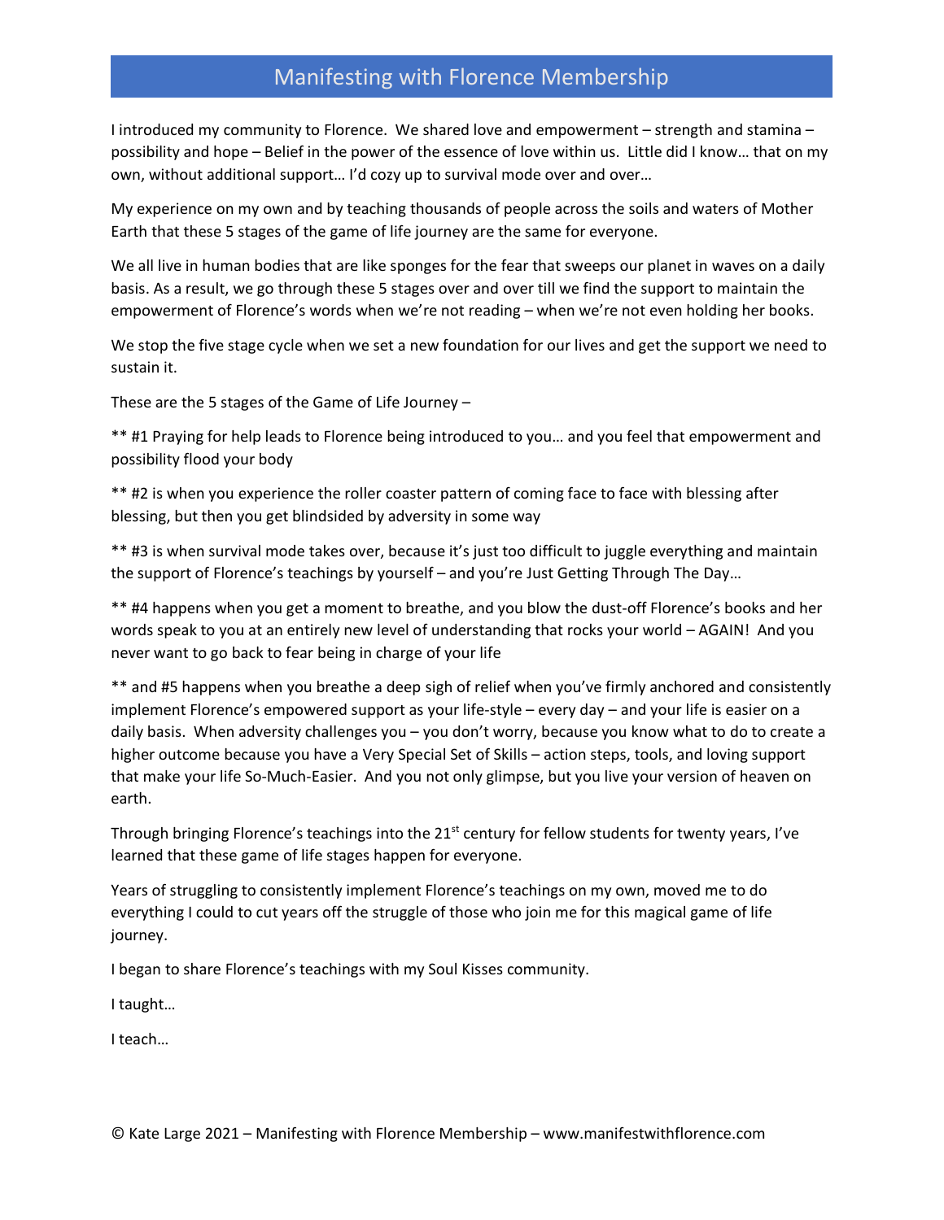# Manifesting with Florence Membership

I introduced my community to Florence. We shared love and empowerment – strength and stamina – possibility and hope – Belief in the power of the essence of love within us. Little did I know… that on my own, without additional support… I'd cozy up to survival mode over and over…

My experience on my own and by teaching thousands of people across the soils and waters of Mother Earth that these 5 stages of the game of life journey are the same for everyone.

We all live in human bodies that are like sponges for the fear that sweeps our planet in waves on a daily basis. As a result, we go through these 5 stages over and over till we find the support to maintain the empowerment of Florence's words when we're not reading – when we're not even holding her books.

We stop the five stage cycle when we set a new foundation for our lives and get the support we need to sustain it.

These are the 5 stages of the Game of Life Journey –

** #1 Praying for help leads to Florence being introduced to you… and you feel that empowerment and possibility flood your body

** #2 is when you experience the roller coaster pattern of coming face to face with blessing after blessing, but then you get blindsided by adversity in some way

** #3 is when survival mode takes over, because it's just too difficult to juggle everything and maintain the support of Florence's teachings by yourself – and you're Just Getting Through The Day…

** #4 happens when you get a moment to breathe, and you blow the dust-off Florence's books and her words speak to you at an entirely new level of understanding that rocks your world – AGAIN! And you never want to go back to fear being in charge of your life

** and #5 happens when you breathe a deep sigh of relief when you've firmly anchored and consistently implement Florence's empowered support as your life-style – every day – and your life is easier on a daily basis. When adversity challenges you – you don't worry, because you know what to do to create a higher outcome because you have a Very Special Set of Skills – action steps, tools, and loving support that make your life So-Much-Easier. And you not only glimpse, but you live your version of heaven on earth.

Through bringing Florence's teachings into the 21st century for fellow students for twenty years, I've learned that these game of life stages happen for everyone.

Years of struggling to consistently implement Florence's teachings on my own, moved me to do everything I could to cut years off the struggle of those who join me for this magical game of life journey.

I began to share Florence's teachings with my Soul Kisses community.

I taught…

I teach…

© Kate Large 2021 – Manifesting with Florence Membership – www.manifestwithflorence.com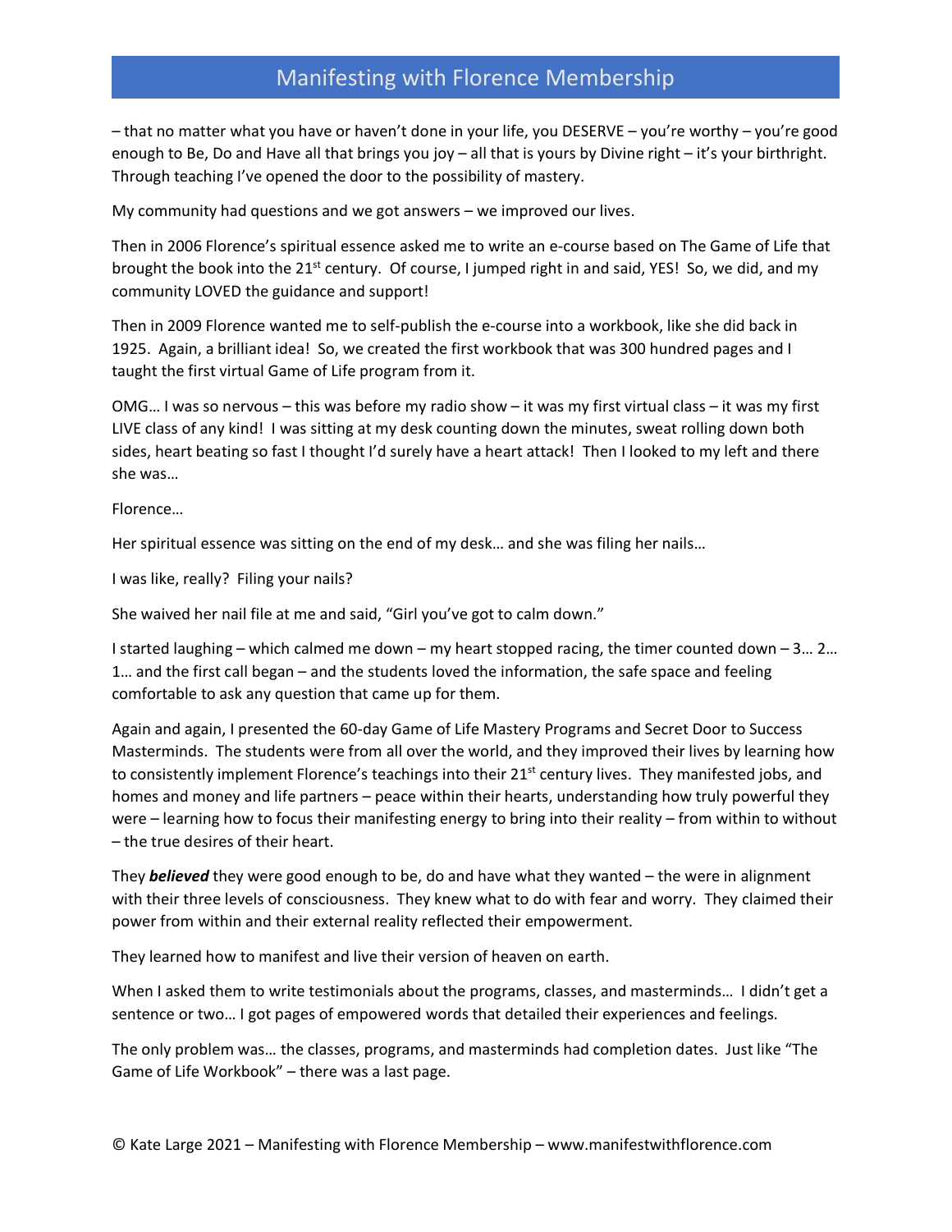– that no matter what you have or haven't done in your life, you DESERVE – you're worthy – you're good enough to Be, Do and Have all that brings you joy – all that is yours by Divine right – it's your birthright. Through teaching I've opened the door to the possibility of mastery.

My community had questions and we got answers – we improved our lives.

Then in 2006 Florence's spiritual essence asked me to write an e-course based on The Game of Life that brought the book into the 21st century. Of course, I jumped right in and said, YES! So, we did, and my community LOVED the guidance and support!

Then in 2009 Florence wanted me to self-publish the e-course into a workbook, like she did back in 1925. Again, a brilliant idea! So, we created the first workbook that was 300 hundred pages and I taught the first virtual Game of Life program from it.

OMG… I was so nervous – this was before my radio show – it was my first virtual class – it was my first LIVE class of any kind! I was sitting at my desk counting down the minutes, sweat rolling down both sides, heart beating so fast I thought I'd surely have a heart attack! Then I looked to my left and there she was…

Florence…

Her spiritual essence was sitting on the end of my desk… and she was filing her nails…

I was like, really? Filing your nails?

She waived her nail file at me and said, "Girl you've got to calm down."

I started laughing – which calmed me down – my heart stopped racing, the timer counted down – 3… 2… 1… and the first call began – and the students loved the information, the safe space and feeling comfortable to ask any question that came up for them.

Again and again, I presented the 60-day Game of Life Mastery Programs and Secret Door to Success Masterminds. The students were from all over the world, and they improved their lives by learning how to consistently implement Florence's teachings into their 21st century lives. They manifested jobs, and homes and money and life partners – peace within their hearts, understanding how truly powerful they were – learning how to focus their manifesting energy to bring into their reality – from within to without – the true desires of their heart.

They ***believed*** they were good enough to be, do and have what they wanted – the were in alignment with their three levels of consciousness. They knew what to do with fear and worry. They claimed their power from within and their external reality reflected their empowerment.

They learned how to manifest and live their version of heaven on earth.

When I asked them to write testimonials about the programs, classes, and masterminds… I didn't get a sentence or two… I got pages of empowered words that detailed their experiences and feelings.

The only problem was… the classes, programs, and masterminds had completion dates. Just like "The Game of Life Workbook" – there was a last page.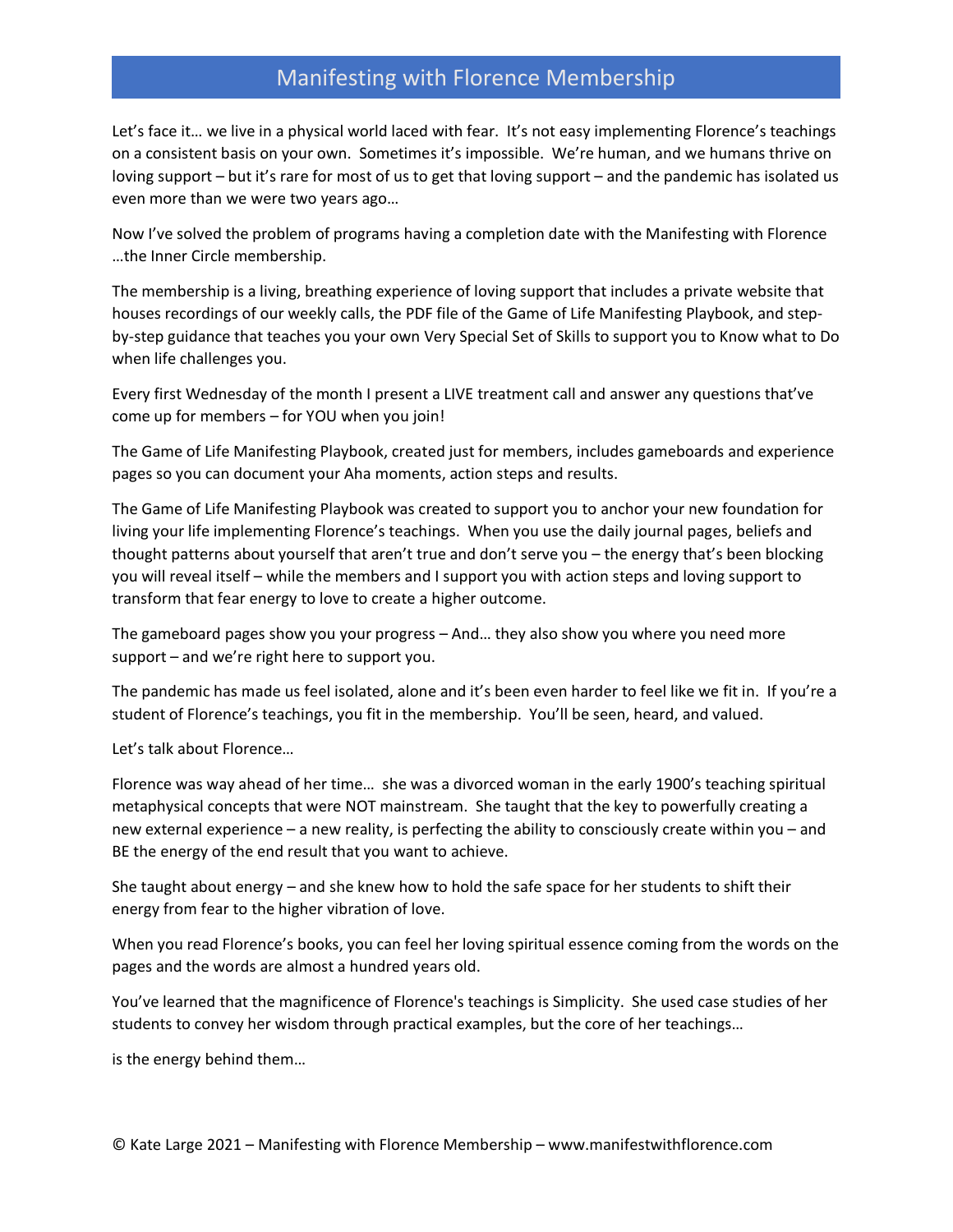# Manifesting with Florence Membership

Let's face it… we live in a physical world laced with fear. It's not easy implementing Florence's teachings on a consistent basis on your own. Sometimes it's impossible. We're human, and we humans thrive on loving support – but it's rare for most of us to get that loving support – and the pandemic has isolated us even more than we were two years ago…

Now I've solved the problem of programs having a completion date with the Manifesting with Florence …the Inner Circle membership.

The membership is a living, breathing experience of loving support that includes a private website that houses recordings of our weekly calls, the PDF file of the Game of Life Manifesting Playbook, and step-by-step guidance that teaches you your own Very Special Set of Skills to support you to Know what to Do when life challenges you.

Every first Wednesday of the month I present a LIVE treatment call and answer any questions that've come up for members – for YOU when you join!

The Game of Life Manifesting Playbook, created just for members, includes gameboards and experience pages so you can document your Aha moments, action steps and results.

The Game of Life Manifesting Playbook was created to support you to anchor your new foundation for living your life implementing Florence's teachings. When you use the daily journal pages, beliefs and thought patterns about yourself that aren't true and don't serve you – the energy that's been blocking you will reveal itself – while the members and I support you with action steps and loving support to transform that fear energy to love to create a higher outcome.

The gameboard pages show you your progress – And… they also show you where you need more support – and we're right here to support you.

The pandemic has made us feel isolated, alone and it's been even harder to feel like we fit in. If you're a student of Florence's teachings, you fit in the membership. You'll be seen, heard, and valued.

Let's talk about Florence…

Florence was way ahead of her time… she was a divorced woman in the early 1900's teaching spiritual metaphysical concepts that were NOT mainstream. She taught that the key to powerfully creating a new external experience – a new reality, is perfecting the ability to consciously create within you – and BE the energy of the end result that you want to achieve.

She taught about energy – and she knew how to hold the safe space for her students to shift their energy from fear to the higher vibration of love.

When you read Florence's books, you can feel her loving spiritual essence coming from the words on the pages and the words are almost a hundred years old.

You've learned that the magnificence of Florence's teachings is Simplicity. She used case studies of her students to convey her wisdom through practical examples, but the core of her teachings…

is the energy behind them…

© Kate Large 2021 – Manifesting with Florence Membership – www.manifestwithflorence.com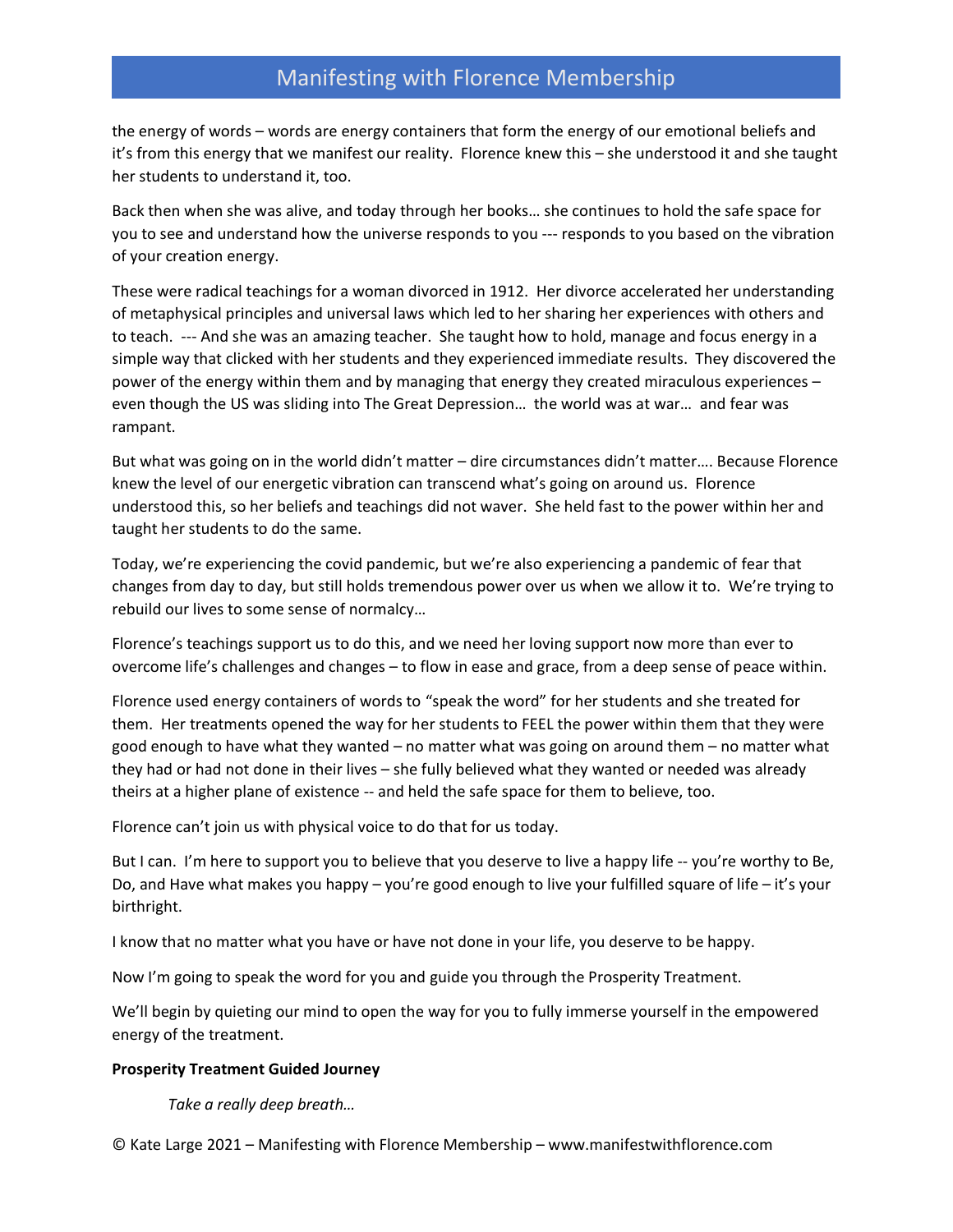the energy of words – words are energy containers that form the energy of our emotional beliefs and it's from this energy that we manifest our reality. Florence knew this – she understood it and she taught her students to understand it, too.

Back then when she was alive, and today through her books… she continues to hold the safe space for you to see and understand how the universe responds to you --- responds to you based on the vibration of your creation energy.

These were radical teachings for a woman divorced in 1912. Her divorce accelerated her understanding of metaphysical principles and universal laws which led to her sharing her experiences with others and to teach. --- And she was an amazing teacher. She taught how to hold, manage and focus energy in a simple way that clicked with her students and they experienced immediate results. They discovered the power of the energy within them and by managing that energy they created miraculous experiences – even though the US was sliding into The Great Depression… the world was at war… and fear was rampant.

But what was going on in the world didn't matter – dire circumstances didn't matter…. Because Florence knew the level of our energetic vibration can transcend what's going on around us. Florence understood this, so her beliefs and teachings did not waver. She held fast to the power within her and taught her students to do the same.

Today, we're experiencing the covid pandemic, but we're also experiencing a pandemic of fear that changes from day to day, but still holds tremendous power over us when we allow it to. We're trying to rebuild our lives to some sense of normalcy…

Florence's teachings support us to do this, and we need her loving support now more than ever to overcome life's challenges and changes – to flow in ease and grace, from a deep sense of peace within.

Florence used energy containers of words to "speak the word" for her students and she treated for them. Her treatments opened the way for her students to FEEL the power within them that they were good enough to have what they wanted – no matter what was going on around them – no matter what they had or had not done in their lives – she fully believed what they wanted or needed was already theirs at a higher plane of existence -- and held the safe space for them to believe, too.

Florence can't join us with physical voice to do that for us today.

But I can. I'm here to support you to believe that you deserve to live a happy life -- you're worthy to Be, Do, and Have what makes you happy – you're good enough to live your fulfilled square of life – it's your birthright.

I know that no matter what you have or have not done in your life, you deserve to be happy.

Now I'm going to speak the word for you and guide you through the Prosperity Treatment.

We'll begin by quieting our mind to open the way for you to fully immerse yourself in the empowered energy of the treatment.

**Prosperity Treatment Guided Journey**

> *Take a really deep breath…*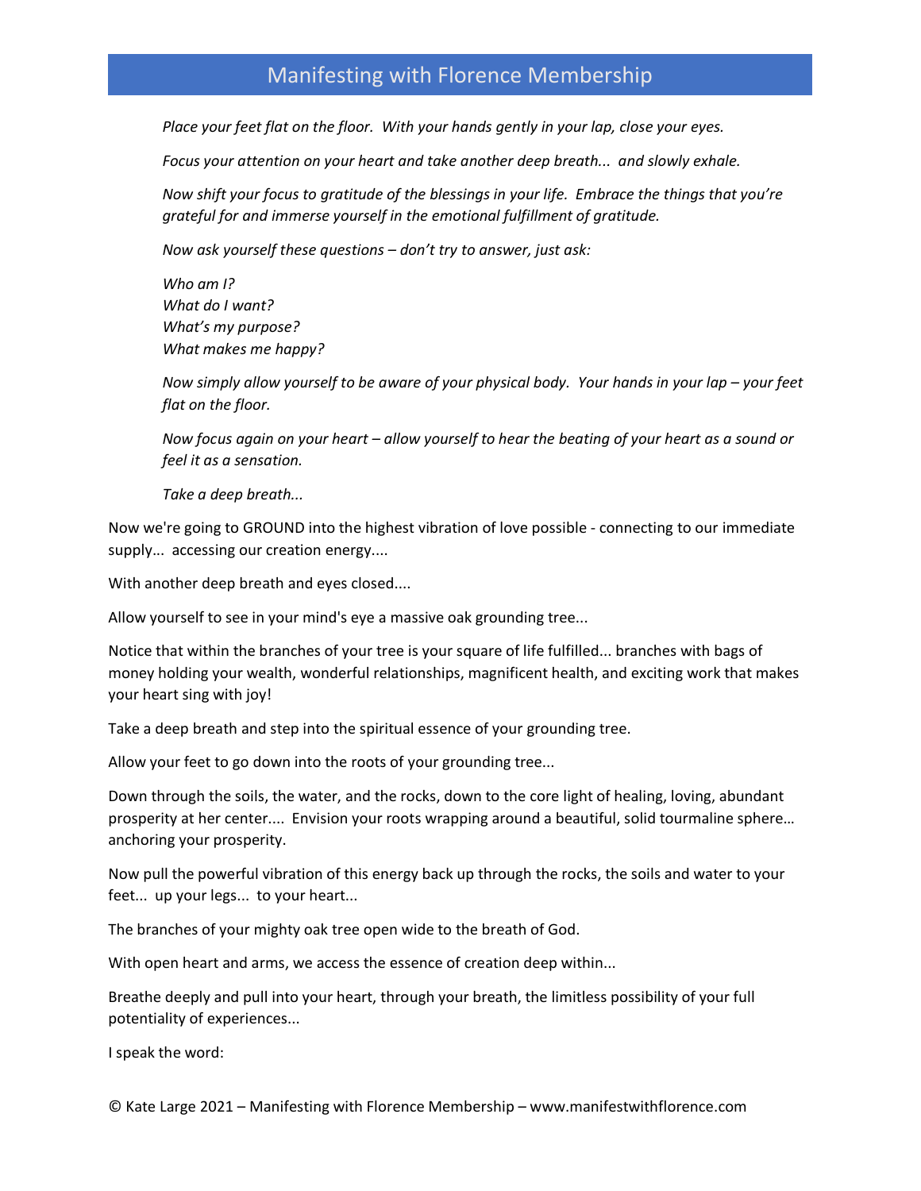*Place your feet flat on the floor. With your hands gently in your lap, close your eyes.*

*Focus your attention on your heart and take another deep breath... and slowly exhale.*

*Now shift your focus to gratitude of the blessings in your life. Embrace the things that you're grateful for and immerse yourself in the emotional fulfillment of gratitude.*

*Now ask yourself these questions – don't try to answer, just ask:*

*Who am I?*
*What do I want?*
*What's my purpose?*
*What makes me happy?*

*Now simply allow yourself to be aware of your physical body. Your hands in your lap – your feet flat on the floor.*

*Now focus again on your heart – allow yourself to hear the beating of your heart as a sound or feel it as a sensation.*

*Take a deep breath...*

Now we're going to GROUND into the highest vibration of love possible - connecting to our immediate supply... accessing our creation energy....

With another deep breath and eyes closed....

Allow yourself to see in your mind's eye a massive oak grounding tree...

Notice that within the branches of your tree is your square of life fulfilled... branches with bags of money holding your wealth, wonderful relationships, magnificent health, and exciting work that makes your heart sing with joy!

Take a deep breath and step into the spiritual essence of your grounding tree.

Allow your feet to go down into the roots of your grounding tree...

Down through the soils, the water, and the rocks, down to the core light of healing, loving, abundant prosperity at her center.... Envision your roots wrapping around a beautiful, solid tourmaline sphere… anchoring your prosperity.

Now pull the powerful vibration of this energy back up through the rocks, the soils and water to your feet... up your legs... to your heart...

The branches of your mighty oak tree open wide to the breath of God.

With open heart and arms, we access the essence of creation deep within...

Breathe deeply and pull into your heart, through your breath, the limitless possibility of your full potentiality of experiences...

I speak the word: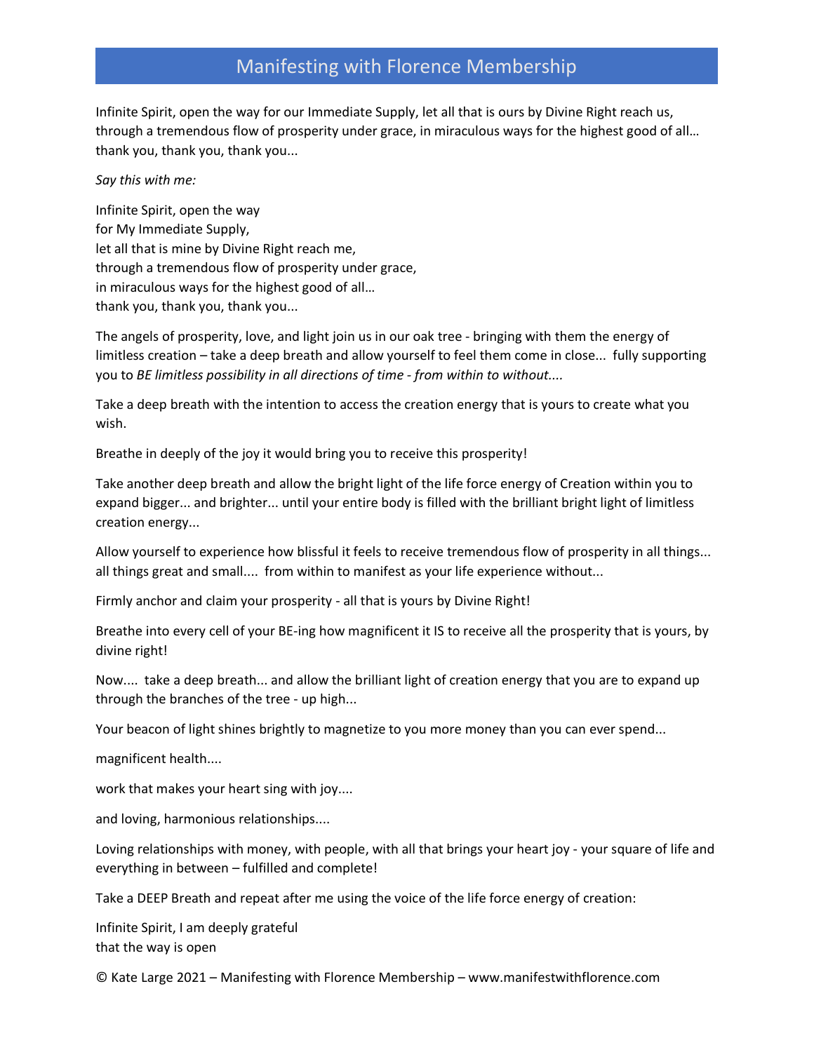# Manifesting with Florence Membership

Infinite Spirit, open the way for our Immediate Supply, let all that is ours by Divine Right reach us, through a tremendous flow of prosperity under grace, in miraculous ways for the highest good of all… thank you, thank you, thank you...

*Say this with me:*

Infinite Spirit, open the way  
for My Immediate Supply,  
let all that is mine by Divine Right reach me,  
through a tremendous flow of prosperity under grace,  
in miraculous ways for the highest good of all…  
thank you, thank you, thank you...

The angels of prosperity, love, and light join us in our oak tree - bringing with them the energy of limitless creation – take a deep breath and allow yourself to feel them come in close... fully supporting you to *BE limitless possibility in all directions of time - from within to without....*

Take a deep breath with the intention to access the creation energy that is yours to create what you wish.

Breathe in deeply of the joy it would bring you to receive this prosperity!

Take another deep breath and allow the bright light of the life force energy of Creation within you to expand bigger... and brighter... until your entire body is filled with the brilliant bright light of limitless creation energy...

Allow yourself to experience how blissful it feels to receive tremendous flow of prosperity in all things... all things great and small.... from within to manifest as your life experience without...

Firmly anchor and claim your prosperity - all that is yours by Divine Right!

Breathe into every cell of your BE-ing how magnificent it IS to receive all the prosperity that is yours, by divine right!

Now.... take a deep breath... and allow the brilliant light of creation energy that you are to expand up through the branches of the tree - up high...

Your beacon of light shines brightly to magnetize to you more money than you can ever spend...

magnificent health....

work that makes your heart sing with joy....

and loving, harmonious relationships....

Loving relationships with money, with people, with all that brings your heart joy - your square of life and everything in between – fulfilled and complete!

Take a DEEP Breath and repeat after me using the voice of the life force energy of creation:

Infinite Spirit, I am deeply grateful  
that the way is open

© Kate Large 2021 – Manifesting with Florence Membership – www.manifestwithflorence.com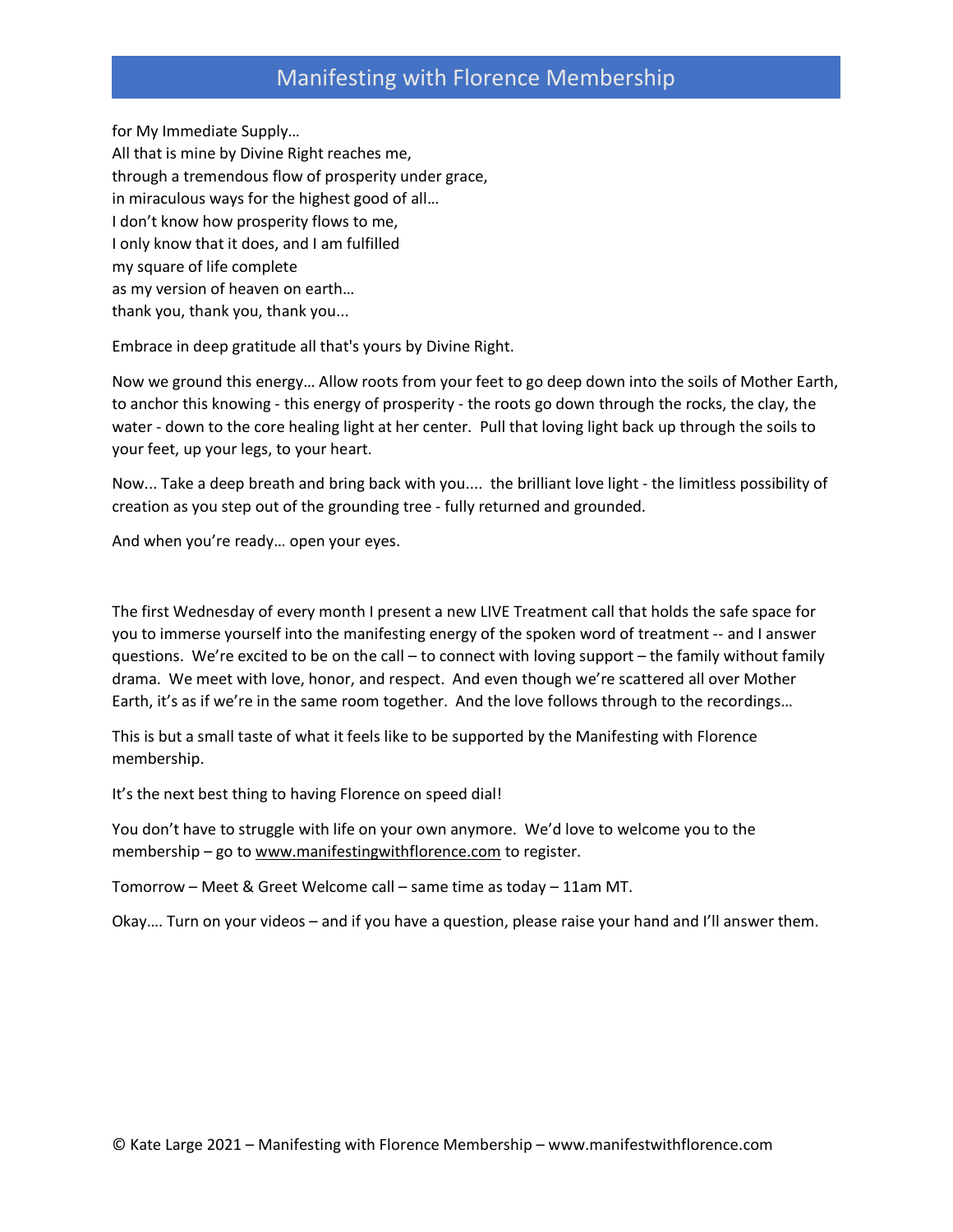for My Immediate Supply…
All that is mine by Divine Right reaches me,
through a tremendous flow of prosperity under grace,
in miraculous ways for the highest good of all…
I don't know how prosperity flows to me,
I only know that it does, and I am fulfilled
my square of life complete
as my version of heaven on earth…
thank you, thank you, thank you...

Embrace in deep gratitude all that's yours by Divine Right.

Now we ground this energy… Allow roots from your feet to go deep down into the soils of Mother Earth, to anchor this knowing - this energy of prosperity - the roots go down through the rocks, the clay, the water - down to the core healing light at her center. Pull that loving light back up through the soils to your feet, up your legs, to your heart.

Now... Take a deep breath and bring back with you.... the brilliant love light - the limitless possibility of creation as you step out of the grounding tree - fully returned and grounded.

And when you're ready… open your eyes.

The first Wednesday of every month I present a new LIVE Treatment call that holds the safe space for you to immerse yourself into the manifesting energy of the spoken word of treatment -- and I answer questions. We're excited to be on the call – to connect with loving support – the family without family drama. We meet with love, honor, and respect. And even though we're scattered all over Mother Earth, it's as if we're in the same room together. And the love follows through to the recordings…

This is but a small taste of what it feels like to be supported by the Manifesting with Florence membership.

It's the next best thing to having Florence on speed dial!

You don't have to struggle with life on your own anymore. We'd love to welcome you to the membership – go to www.manifestingwithflorence.com to register.

Tomorrow – Meet & Greet Welcome call – same time as today – 11am MT.

Okay…. Turn on your videos – and if you have a question, please raise your hand and I'll answer them.